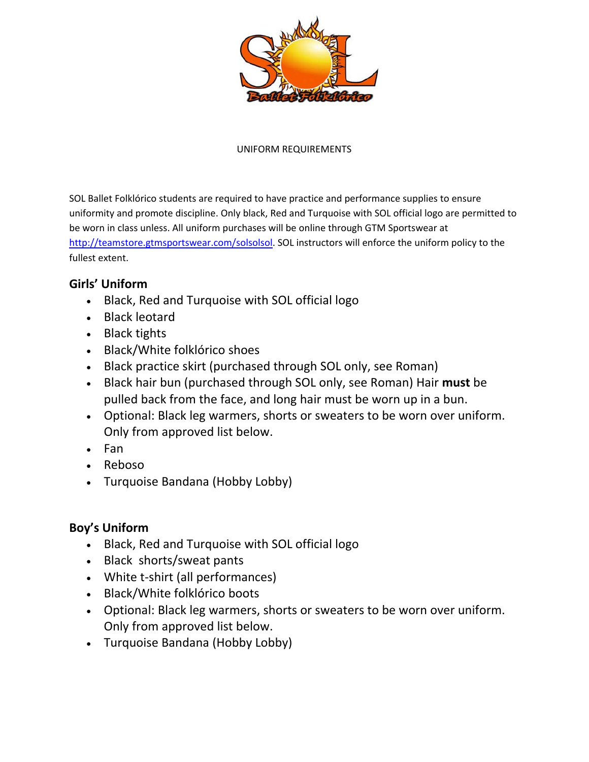UNIFORM REQUIREMENTS

SOL Ballet Folklórico students are required to have practice and performance supplies to ensure uniformity and promote discipline. Only black, Red and Turquoise with SOL official logo are permitted to be worn in class unless. All uniform purchases will be online through GTM Sportswear at [http://teamstore.gtmsportswear.com/solsolsol](http://teamstore.gtmsportswear.com/solsolsol). SOL instructors will enforce the uniform policy to the fullest extent.

### Girls' Uniform

- Black, Red and Turquoise with SOL official logo
- Black leotard
- Black tights
- Black/White folklórico shoes
- Black practice skirt (purchased through SOL only, see Roman)
- Black hair bun (purchased through SOL only, see Roman) Hair **must** be pulled back from the face, and long hair must be worn up in a bun.
- Optional: Black leg warmers, shorts or sweaters to be worn over uniform. Only from approved list below.
- Fan
- Reboso
- Turquoise Bandana (Hobby Lobby)

### Boy's Uniform

- Black, Red and Turquoise with SOL official logo
- Black shorts/sweat pants
- White t-shirt (all performances)
- Black/White folklórico boots
- Optional: Black leg warmers, shorts or sweaters to be worn over uniform. Only from approved list below.
- Turquoise Bandana (Hobby Lobby)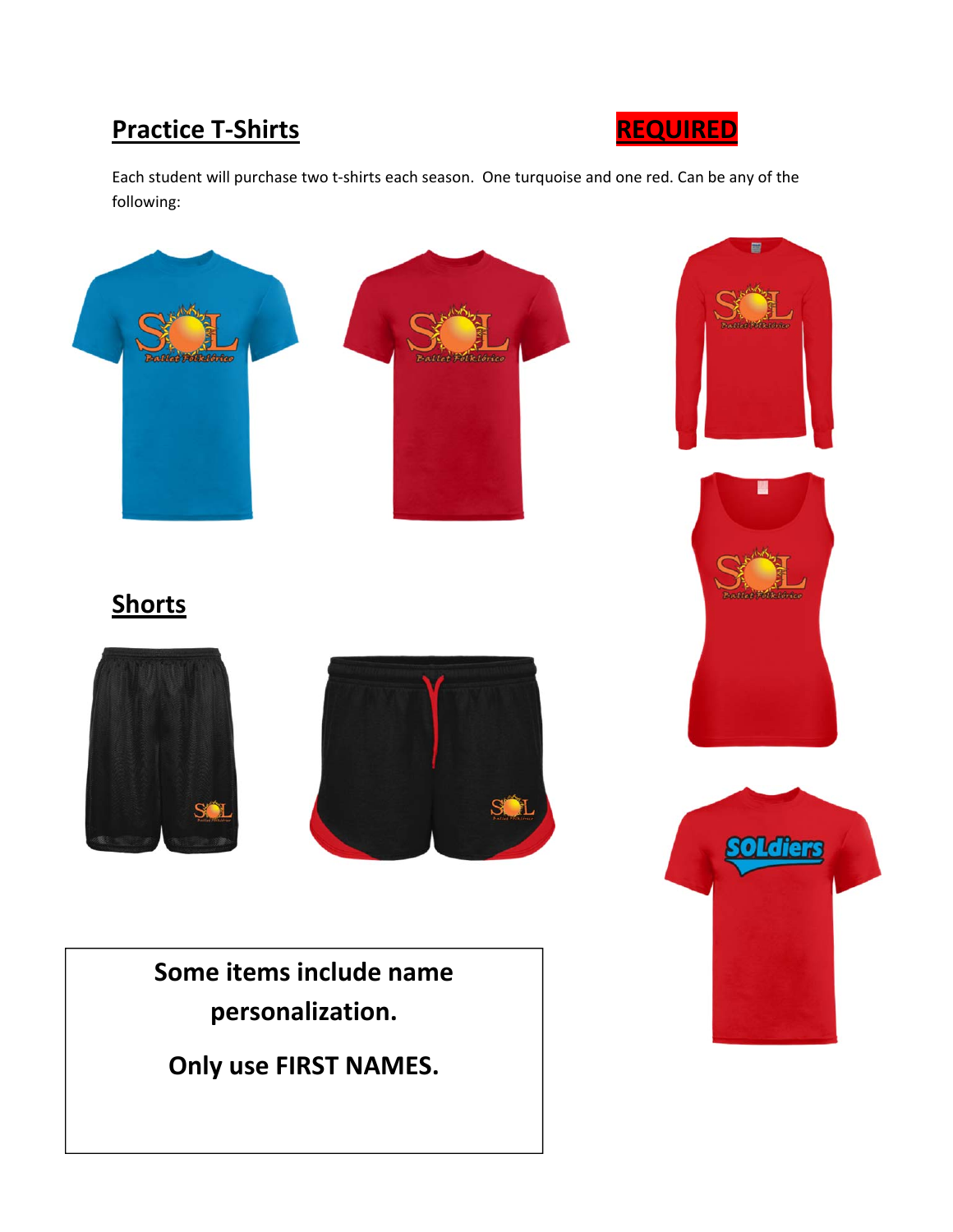## Practice T-Shirts

**REQUIRED**

Each student will purchase two t-shirts each season. One turquoise and one red. Can be any of the following:

## Shorts

**Some items include name personalization.**

**Only use FIRST NAMES.**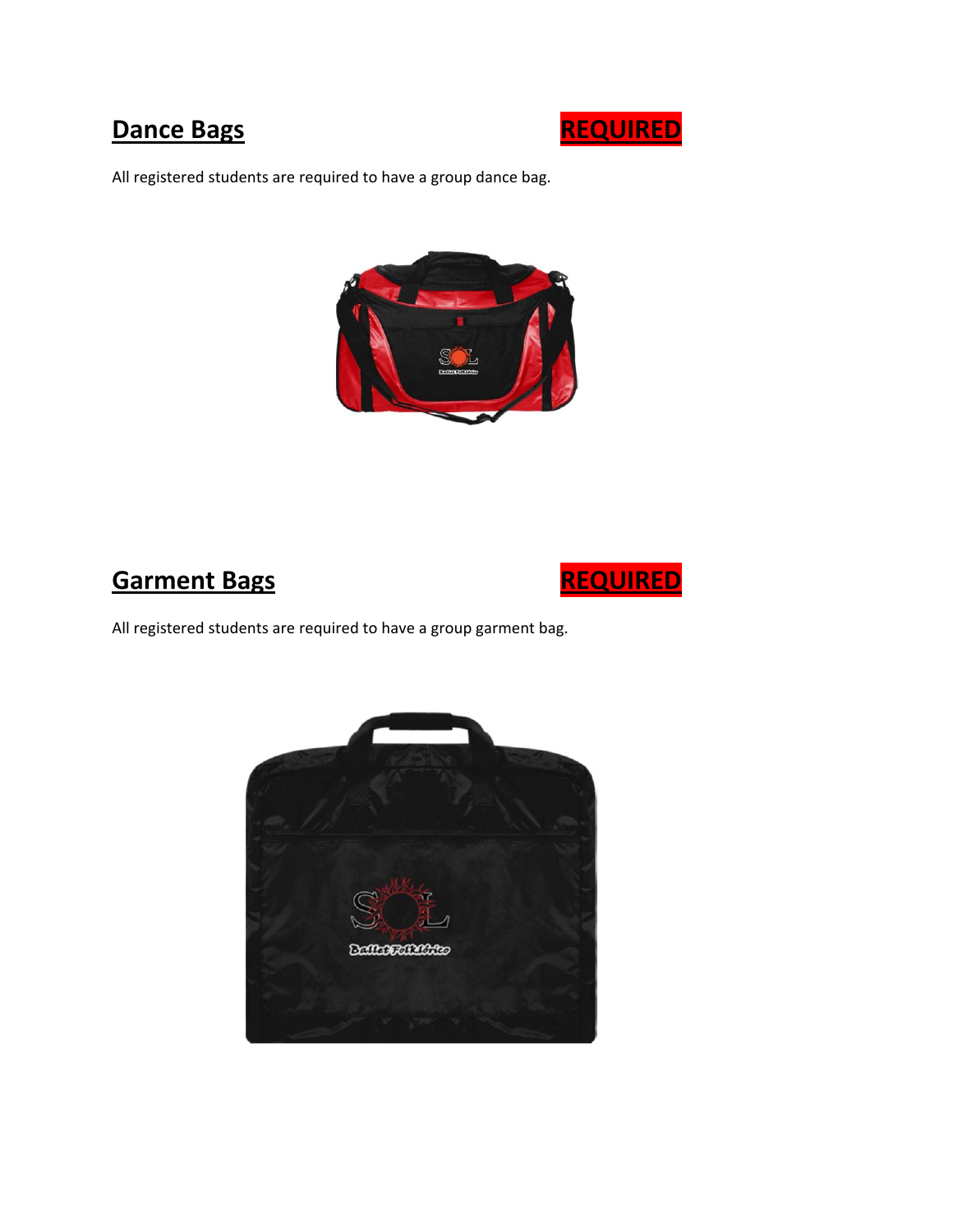## Dance Bags

**REQUIRED**

All registered students are required to have a group dance bag.

## Garment Bags

**REQUIRED**

All registered students are required to have a group garment bag.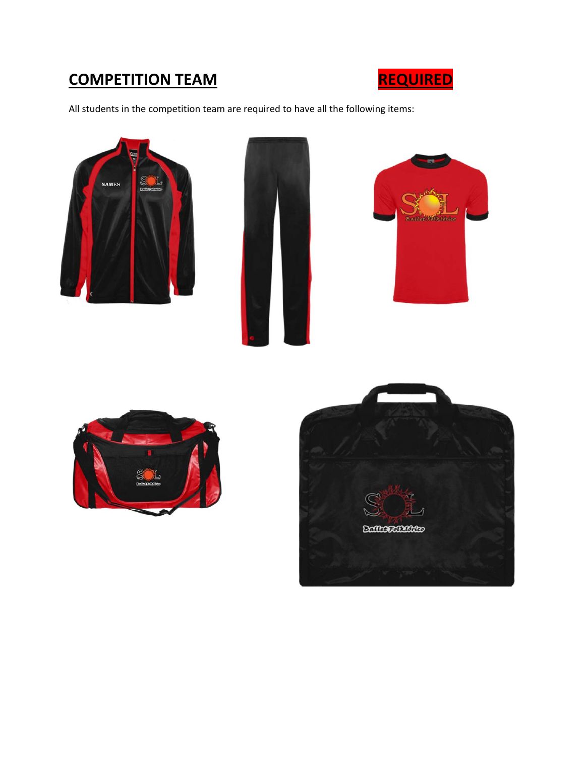## COMPETITION TEAM REQUIRED

All students in the competition team are required to have all the following items: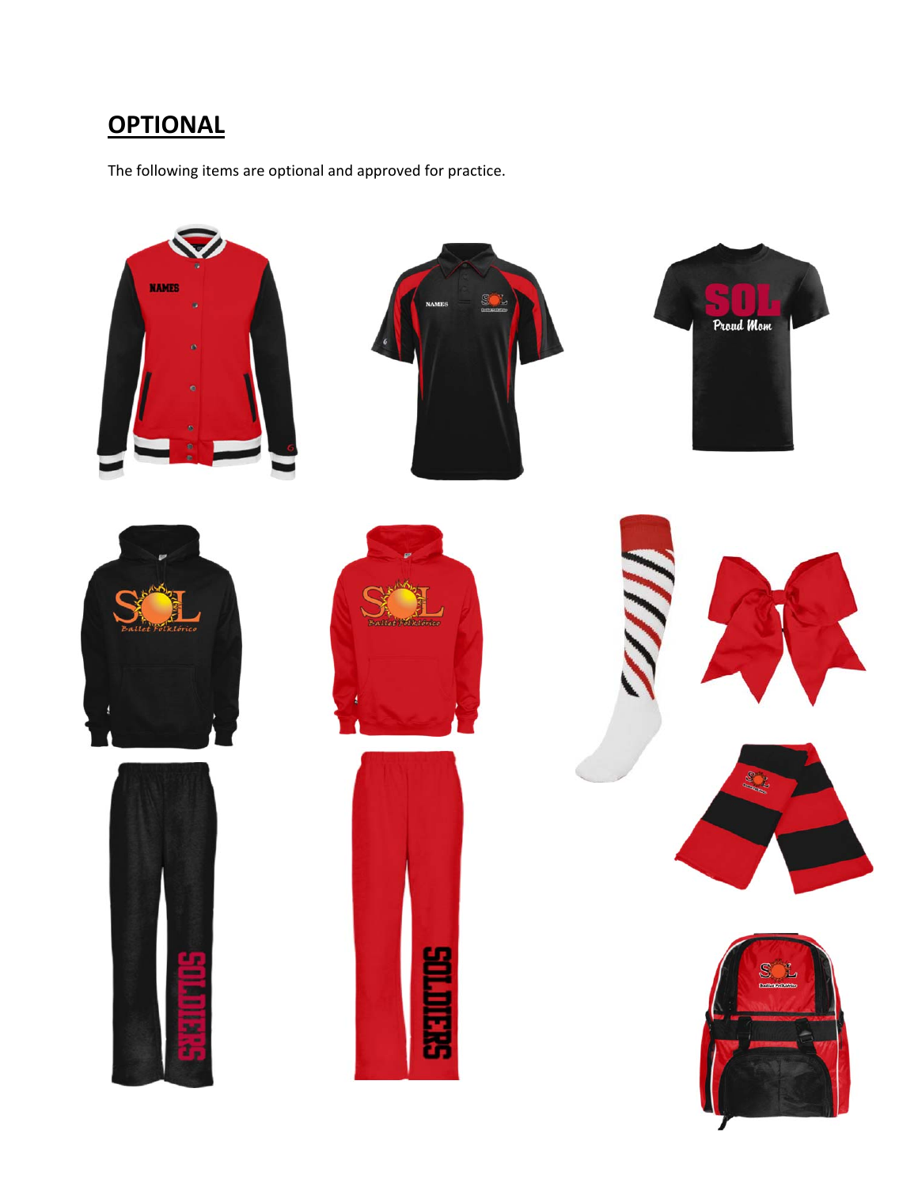## OPTIONAL

The following items are optional and approved for practice.